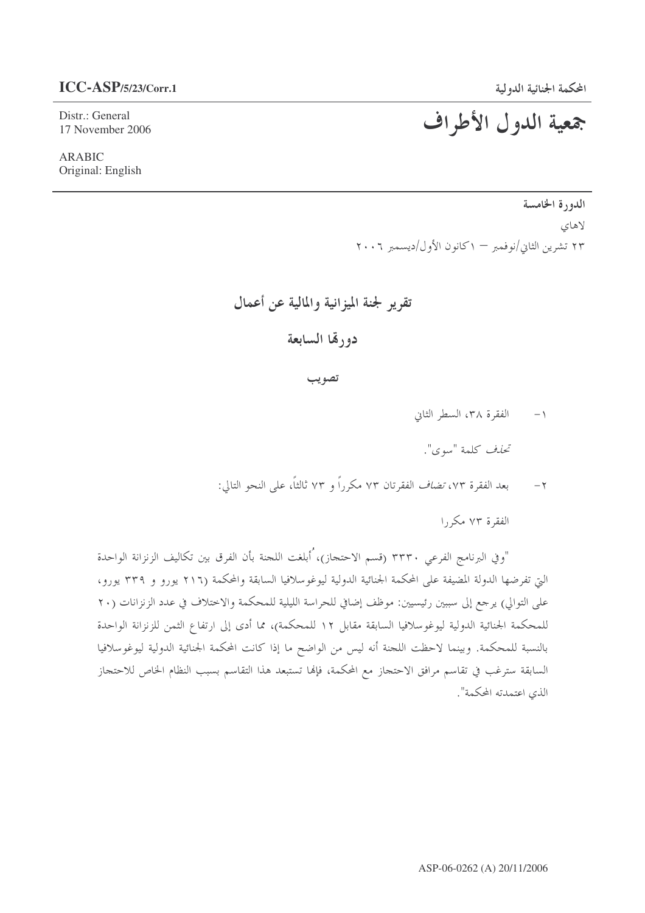ICC-ASP/5/23/Corr.1

Distr.: General
17 November 2006

ARABIC
Original: English

المحكمة الجنائية الدولية

# جمعية الدول الأطراف

**الدورة الخامسة**

لاهاي

٢٣ تشرين الثاني/نوفمبر – ١ كانون الأول/ديسمبر ٢٠٠٦

## تقرير لجنة الميزانية والمالية عن أعمال دورتها السابعة

### تصويب

١- الفقرة ٣٨، السطر الثاني

*تحذف* كلمة "سوى".

٢- بعد الفقرة ٧٣، *تضاف* الفقرتان ٧٣ مكرراً و ٧٣ ثالثاً، على النحو التالي:

الفقرة ٧٣ مكررا

"وفي البرنامج الفرعي ٣٣٣٠ (قسم الاحتجاز)، أُبلغت اللجنة بأن الفرق بين تكاليف الزنزانة الواحدة التي تفرضها الدولة المضيفة على المحكمة الجنائية الدولية ليوغوسلافيا السابقة والمحكمة (٢١٦ يورو و ٣٣٩ يورو، على التوالي) يرجع إلى سببين رئيسيين: موظف إضافي للحراسة الليلية للمحكمة والاختلاف في عدد الزنزانات (٢٠ للمحكمة الجنائية الدولية ليوغوسلافيا السابقة مقابل ١٢ للمحكمة)، مما أدى إلى ارتفاع الثمن للزنزانة الواحدة بالنسبة للمحكمة. وبينما لاحظت اللجنة أنه ليس من الواضح ما إذا كانت المحكمة الجنائية الدولية ليوغوسلافيا السابقة سترغب في تقاسم مرافق الاحتجاز مع المحكمة، فإنها تستبعد هذا التقاسم بسبب النظام الخاص للاحتجاز الذي اعتمدته المحكمة".

ASP-06-0262 (A) 20/11/2006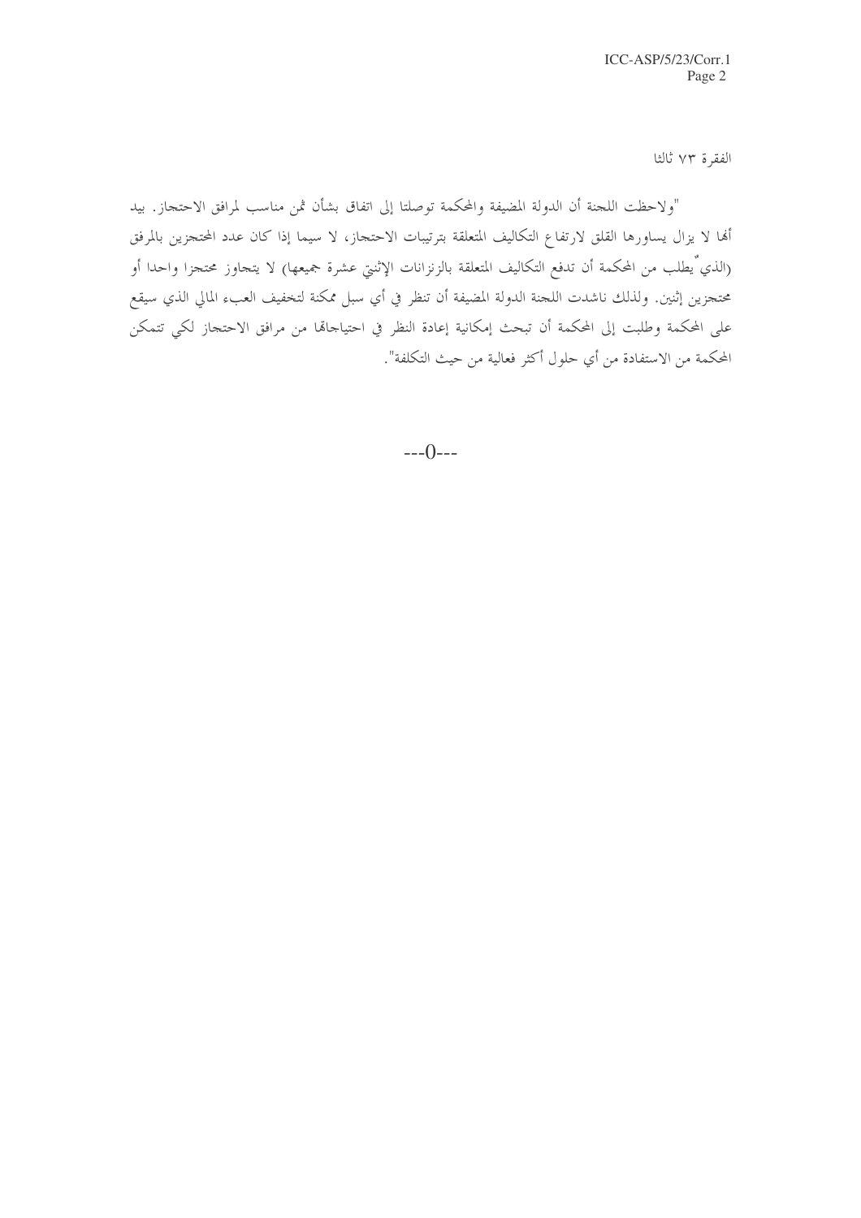الفقرة ٧٣ ثالثا

"ولاحظت اللجنة أن الدولة المضيفة والمحكمة توصلتا إلى اتفاق بشأن ثمن مناسب لمرافق الاحتجاز. بيد أنها لا يزال يساورها القلق لارتفاع التكاليف المتعلقة بترتيبات الاحتجاز، لا سيما إذا كان عدد المحتجزين بالمرفق (الذي يطلب من المحكمة أن تدفع التكاليف المتعلقة بالزنزانات الإثنتي عشرة جميعها) لا يتجاوز محتجزا واحدا أو محتجزين إثنين. ولذلك ناشدت اللجنة الدولة المضيفة أن تنظر في أي سبل ممكنة لتخفيف العبء المالي الذي سيقع على المحكمة وطلبت إلى المحكمة أن تبحث إمكانية إعادة النظر في احتياجاتها من مرافق الاحتجاز لكي تتمكن المحكمة من الاستفادة من أي حلول أكثر فعالية من حيث التكلفة".

---0---